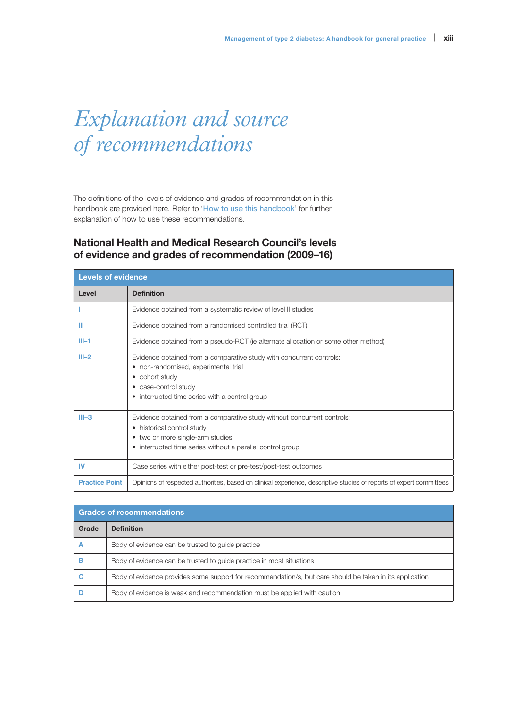# *Explanation and source of recommendations*

The definitions of the levels of evidence and grades of recommendation in this handbook are provided here. Refer to 'How to use this handbook' for further explanation of how to use these recommendations.

## National Health and Medical Research Council's levels of evidence and grades of recommendation (2009–16)

| Levels of evidence | |
|---|---|
| **Level** | **Definition** |
| I | Evidence obtained from a systematic review of level II studies |
| II | Evidence obtained from a randomised controlled trial (RCT) |
| III–1 | Evidence obtained from a pseudo-RCT (ie alternate allocation or some other method) |
| III–2 | Evidence obtained from a comparative study with concurrent controls:<br>• non-randomised, experimental trial<br>• cohort study<br>• case-control study<br>• interrupted time series with a control group |
| III–3 | Evidence obtained from a comparative study without concurrent controls:<br>• historical control study<br>• two or more single-arm studies<br>• interrupted time series without a parallel control group |
| IV | Case series with either post-test or pre-test/post-test outcomes |
| Practice Point | Opinions of respected authorities, based on clinical experience, descriptive studies or reports of expert committees |

| Grades of recommendations | |
|---|---|
| **Grade** | **Definition** |
| A | Body of evidence can be trusted to guide practice |
| B | Body of evidence can be trusted to guide practice in most situations |
| C | Body of evidence provides some support for recommendation/s, but care should be taken in its application |
| D | Body of evidence is weak and recommendation must be applied with caution |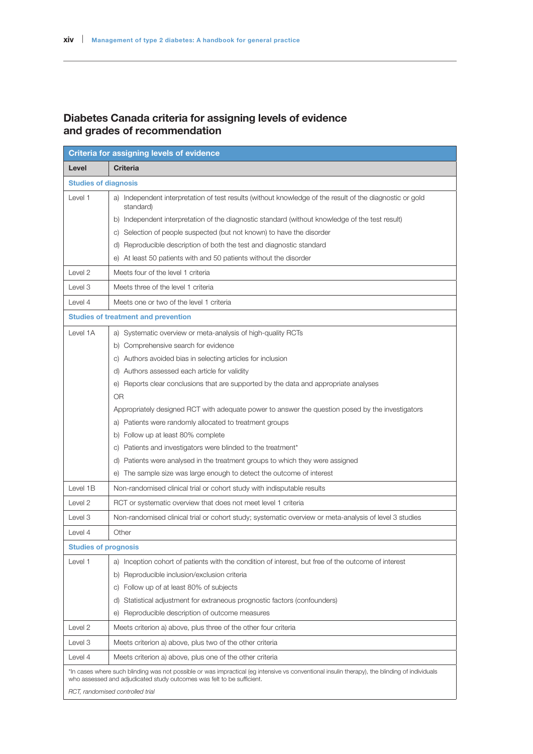## Diabetes Canada criteria for assigning levels of evidence and grades of recommendation

| Criteria for assigning levels of evidence | |
|---|---|
| **Level** | **Criteria** |
| **Studies of diagnosis** | |
| Level 1 | a) Independent interpretation of test results (without knowledge of the result of the diagnostic or gold standard) |
| | b) Independent interpretation of the diagnostic standard (without knowledge of the test result) |
| | c) Selection of people suspected (but not known) to have the disorder |
| | d) Reproducible description of both the test and diagnostic standard |
| | e) At least 50 patients with and 50 patients without the disorder |
| Level 2 | Meets four of the level 1 criteria |
| Level 3 | Meets three of the level 1 criteria |
| Level 4 | Meets one or two of the level 1 criteria |
| **Studies of treatment and prevention** | |
| Level 1A | a) Systematic overview or meta-analysis of high-quality RCTs |
| | b) Comprehensive search for evidence |
| | c) Authors avoided bias in selecting articles for inclusion |
| | d) Authors assessed each article for validity |
| | e) Reports clear conclusions that are supported by the data and appropriate analyses |
| | OR |
| | Appropriately designed RCT with adequate power to answer the question posed by the investigators |
| | a) Patients were randomly allocated to treatment groups |
| | b) Follow up at least 80% complete |
| | c) Patients and investigators were blinded to the treatment* |
| | d) Patients were analysed in the treatment groups to which they were assigned |
| | e) The sample size was large enough to detect the outcome of interest |
| Level 1B | Non-randomised clinical trial or cohort study with indisputable results |
| Level 2 | RCT or systematic overview that does not meet level 1 criteria |
| Level 3 | Non-randomised clinical trial or cohort study; systematic overview or meta-analysis of level 3 studies |
| Level 4 | Other |
| **Studies of prognosis** | |
| Level 1 | a) Inception cohort of patients with the condition of interest, but free of the outcome of interest |
| | b) Reproducible inclusion/exclusion criteria |
| | c) Follow up of at least 80% of subjects |
| | d) Statistical adjustment for extraneous prognostic factors (confounders) |
| | e) Reproducible description of outcome measures |
| Level 2 | Meets criterion a) above, plus three of the other four criteria |
| Level 3 | Meets criterion a) above, plus two of the other criteria |
| Level 4 | Meets criterion a) above, plus one of the other criteria |

*In cases where such blinding was not possible or was impractical (eg intensive vs conventional insulin therapy), the blinding of individuals who assessed and adjudicated study outcomes was felt to be sufficient.

*RCT, randomised controlled trial*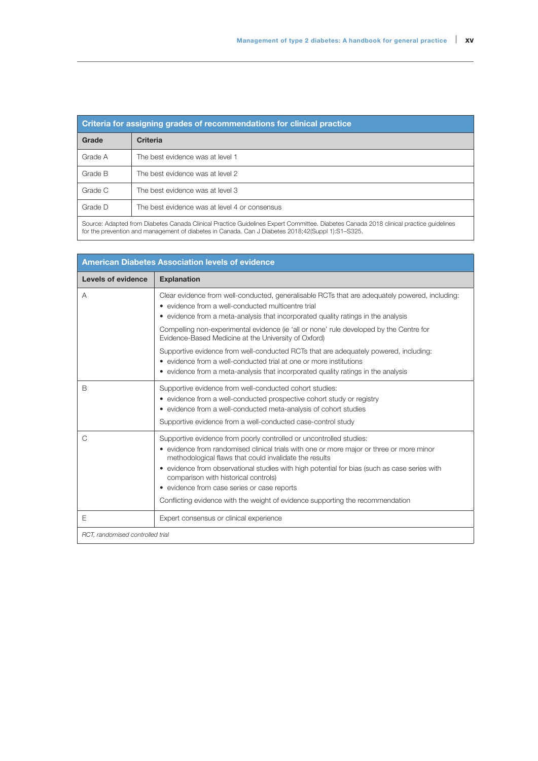| Criteria for assigning grades of recommendations for clinical practice | |
|---|---|
| **Grade** | **Criteria** |
| Grade A | The best evidence was at level 1 |
| Grade B | The best evidence was at level 2 |
| Grade C | The best evidence was at level 3 |
| Grade D | The best evidence was at level 4 or consensus |

Source: Adapted from Diabetes Canada Clinical Practice Guidelines Expert Committee. Diabetes Canada 2018 clinical practice guidelines for the prevention and management of diabetes in Canada. Can J Diabetes 2018;42(Suppl 1):S1–S325.

| American Diabetes Association levels of evidence | |
|---|---|
| **Levels of evidence** | **Explanation** |
| A | Clear evidence from well-conducted, generalisable RCTs that are adequately powered, including:<br>• evidence from a well-conducted multicentre trial<br>• evidence from a meta-analysis that incorporated quality ratings in the analysis<br><br>Compelling non-experimental evidence (ie 'all or none' rule developed by the Centre for Evidence-Based Medicine at the University of Oxford)<br><br>Supportive evidence from well-conducted RCTs that are adequately powered, including:<br>• evidence from a well-conducted trial at one or more institutions<br>• evidence from a meta-analysis that incorporated quality ratings in the analysis |
| B | Supportive evidence from well-conducted cohort studies:<br>• evidence from a well-conducted prospective cohort study or registry<br>• evidence from a well-conducted meta-analysis of cohort studies<br><br>Supportive evidence from a well-conducted case-control study |
| C | Supportive evidence from poorly controlled or uncontrolled studies:<br>• evidence from randomised clinical trials with one or more major or three or more minor methodological flaws that could invalidate the results<br>• evidence from observational studies with high potential for bias (such as case series with comparison with historical controls)<br>• evidence from case series or case reports<br><br>Conflicting evidence with the weight of evidence supporting the recommendation |
| E | Expert consensus or clinical experience |

*RCT, randomised controlled trial*